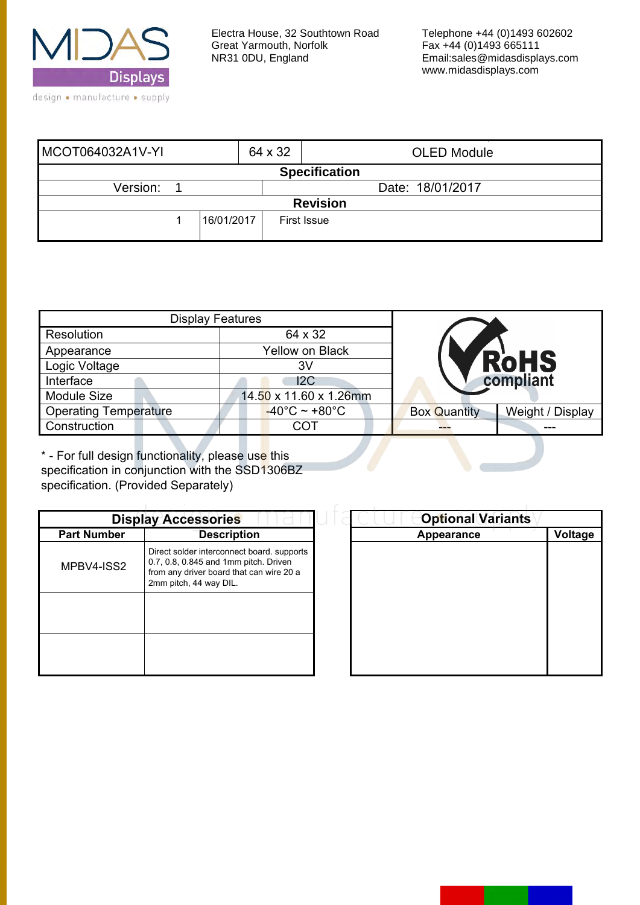MIDAS Displays
design • manufacture • supply

Electra House, 32 Southtown Road
Great Yarmouth, Norfolk
NR31 0DU, England

Telephone +44 (0)1493 602602
Fax +44 (0)1493 665111
Email:sales@midasdisplays.com
www.midasdisplays.com

| MCOT064032A1V-YI | | 64 x 32 | OLED Module |
|---|---|---|---|
| **Specification** | | | |
| Version: 1 | | Date: 18/01/2017 | |
| **Revision** | | | |
| 1 | 16/01/2017 | First Issue | |

| Display Features | |
|---|---|
| Resolution | 64 x 32 |
| Appearance | Yellow on Black |
| Logic Voltage | 3V |
| Interface | I2C |
| Module Size | 14.50 x 11.60 x 1.26mm |
| Operating Temperature | -40°C ~ +80°C |
| Construction | COT |

RoHS compliant

| Box Quantity | Weight / Display |
|---|---|
| --- | --- |

* - For full design functionality, please use this specification in conjunction with the SSD1306BZ specification. (Provided Separately)

**Display Accessories**

| Part Number | Description |
|---|---|
| MPBV4-ISS2 | Direct solder interconnect board. supports 0.7, 0.8, 0.845 and 1mm pitch. Driven from any driver board that can wire 20 a 2mm pitch, 44 way DIL. |
| | |
| | |

**Optional Variants**

| Appearance | Voltage |
|---|---|
| | |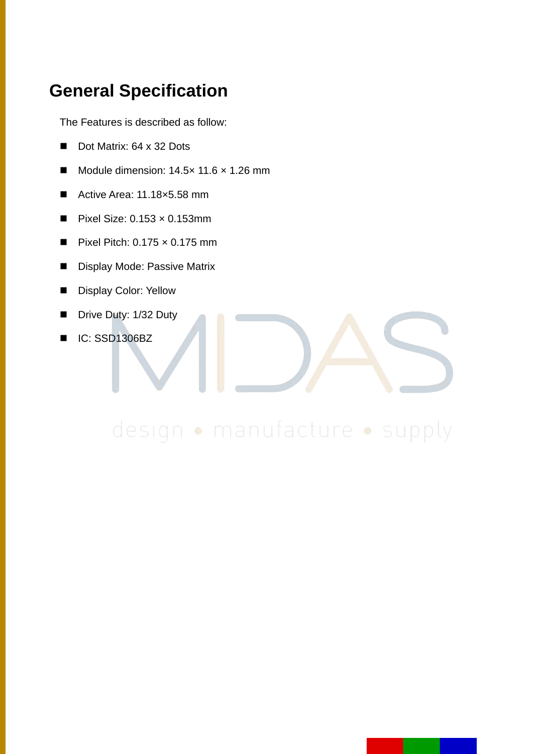## General Specification

The Features is described as follow:

- Dot Matrix: 64 x 32 Dots
- Module dimension: 14.5× 11.6 × 1.26 mm
- Active Area: 11.18×5.58 mm
- Pixel Size: 0.153 × 0.153mm
- Pixel Pitch: 0.175 × 0.175 mm
- Display Mode: Passive Matrix
- Display Color: Yellow
- Drive Duty: 1/32 Duty
- IC: SSD1306BZ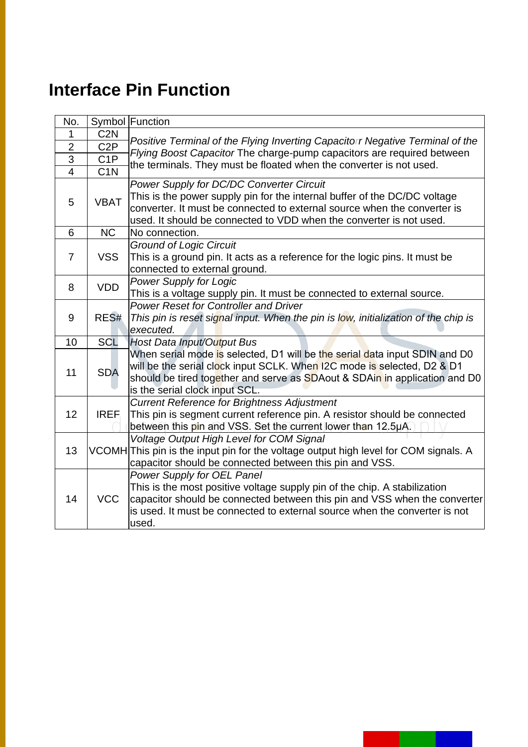## Interface Pin Function

| No. | Symbol | Function |
|---|---|---|
| 1 | C2N | *Positive Terminal of the Flying Inverting Capacitor Negative Terminal of the Flying Boost Capacitor* The charge-pump capacitors are required between the terminals. They must be floated when the converter is not used. |
| 2 | C2P | |
| 3 | C1P | |
| 4 | C1N | |
| 5 | VBAT | *Power Supply for DC/DC Converter Circuit*<br>This is the power supply pin for the internal buffer of the DC/DC voltage converter. It must be connected to external source when the converter is used. It should be connected to VDD when the converter is not used. |
| 6 | NC | No connection. |
| 7 | VSS | *Ground of Logic Circuit*<br>This is a ground pin. It acts as a reference for the logic pins. It must be connected to external ground. |
| 8 | VDD | *Power Supply for Logic*<br>This is a voltage supply pin. It must be connected to external source. |
| 9 | RES# | *Power Reset for Controller and Driver*<br>*This pin is reset signal input. When the pin is low, initialization of the chip is executed.* |
| 10 | SCL | *Host Data Input/Output Bus*<br>When serial mode is selected, D1 will be the serial data input SDIN and D0 will be the serial clock input SCLK. When I2C mode is selected, D2 & D1 should be tired together and serve as SDAout & SDAin in application and D0 is the serial clock input SCL. |
| 11 | SDA | |
| 12 | IREF | *Current Reference for Brightness Adjustment*<br>This pin is segment current reference pin. A resistor should be connected between this pin and VSS. Set the current lower than 12.5μA. |
| 13 | VCOMH | *Voltage Output High Level for COM Signal*<br>This pin is the input pin for the voltage output high level for COM signals. A capacitor should be connected between this pin and VSS. |
| 14 | VCC | *Power Supply for OEL Panel*<br>This is the most positive voltage supply pin of the chip. A stabilization capacitor should be connected between this pin and VSS when the converter is used. It must be connected to external source when the converter is not used. |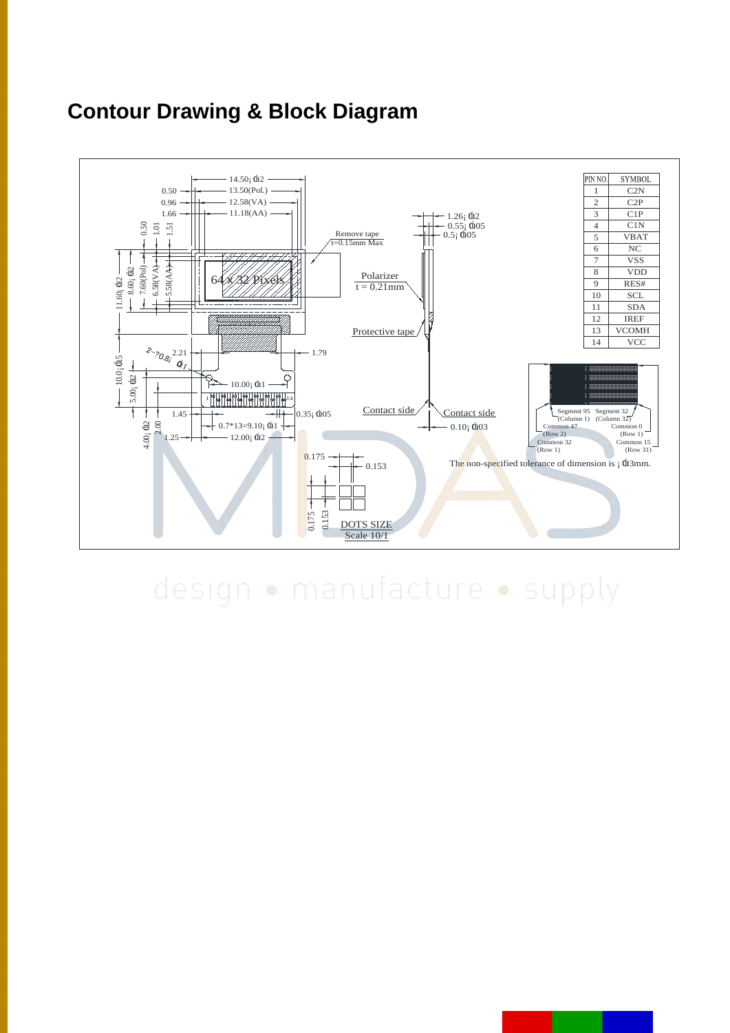# Contour Drawing & Block Diagram

| PIN NO. | SYMBOL |
|---|---|
| 1 | C2N |
| 2 | C2P |
| 3 | C1P |
| 4 | C1N |
| 5 | VBAT |
| 6 | NC |
| 7 | VSS |
| 8 | VDD |
| 9 | RES# |
| 10 | SCL |
| 11 | SDA |
| 12 | IREF |
| 13 | VCOMH |
| 14 | VCC |

14.50±0.2
13.50(Pol.)
12.58(VA)
11.18(AA)
0.50
0.96
1.66
0.50
1.01
1.51
11.60±0.2
8.60±0.2
7.60(Pol)
6.58(VA)
5.58(AA)
64 X 32 Pixels
Remove tape t=0.15mm Max
Polarizer t = 0.21mm
Protective tape
1.26±0.2
0.55±0.05
0.5±0.05
2-?0.8±0.1
2.21
1.79
10.0±0.5
5.00±0.2
10.00±0.1
1.45
0.35±0.05
4.00±0.2
2.00
1.25
0.7*13=9.10±0.1
12.00±0.2
Contact side
Contact side
0.10±0.03
Segment 95 (Column 1)
Segment 32 (Column 32)
Common 47 (Row 2)
Common 0 (Row 1)
Common 32 (Row 1)
Common 15 (Row 31)
0.175
0.153
0.175
0.153
DOTS SIZE Scale 10/1

The non-specified tolerance of dimension is ±0.3mm.

design • manufacture • supply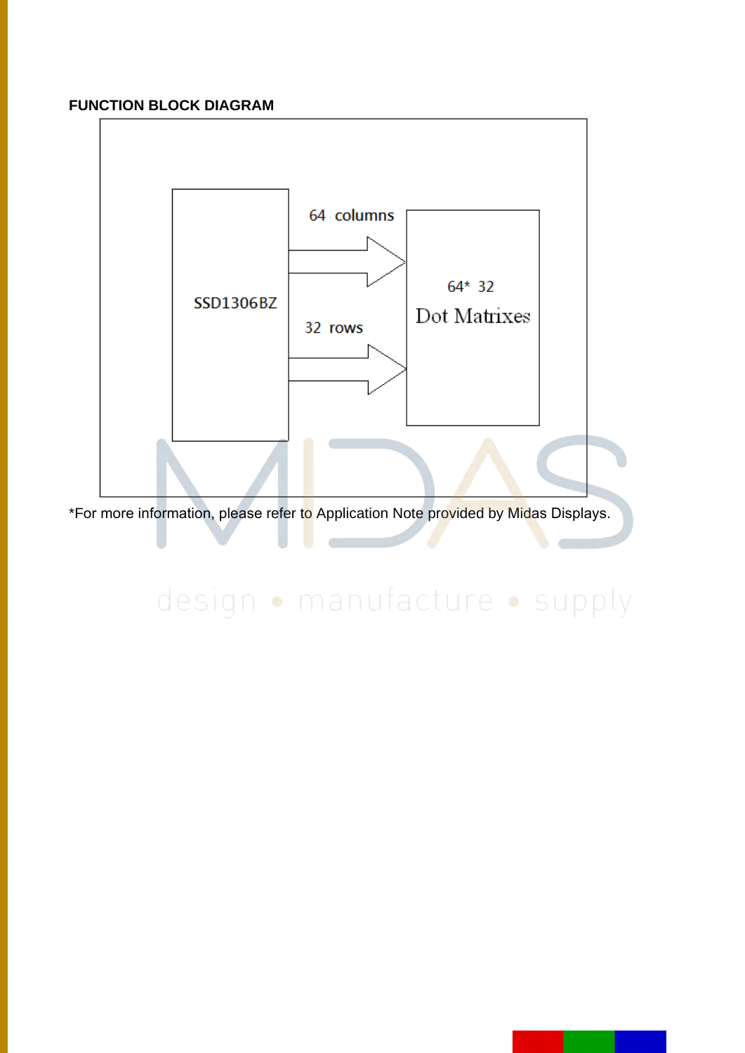**FUNCTION BLOCK DIAGRAM**

SSD1306BZ

64 columns

32 rows

64* 32

Dot Matrixes

*For more information, please refer to Application Note provided by Midas Displays.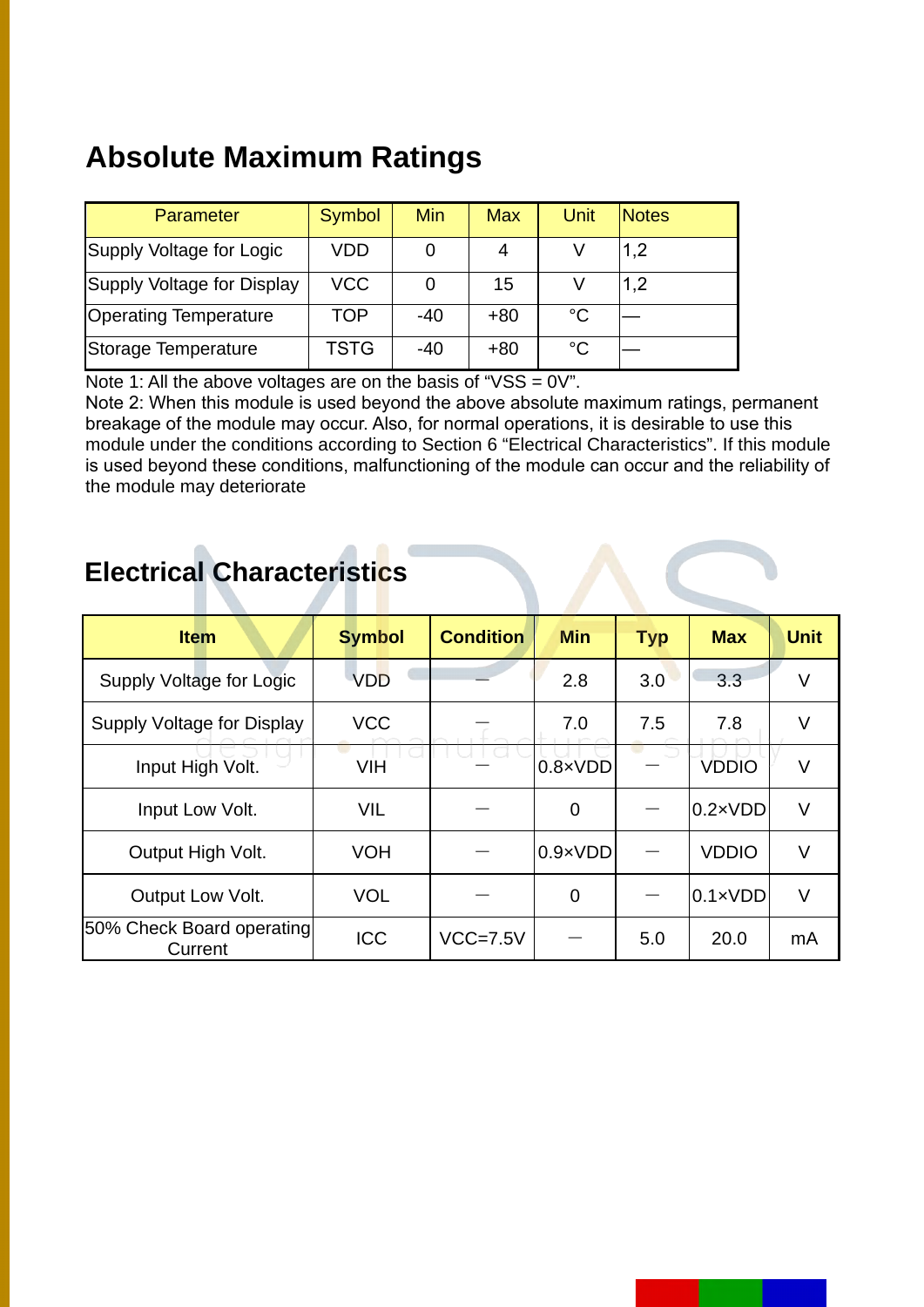## Absolute Maximum Ratings

| Parameter | Symbol | Min | Max | Unit | Notes |
|---|---|---|---|---|---|
| Supply Voltage for Logic | VDD | 0 | 4 | V | 1,2 |
| Supply Voltage for Display | VCC | 0 | 15 | V | 1,2 |
| Operating Temperature | TOP | -40 | +80 | °C | — |
| Storage Temperature | TSTG | -40 | +80 | °C | — |

Note 1: All the above voltages are on the basis of “VSS = 0V”.
Note 2: When this module is used beyond the above absolute maximum ratings, permanent breakage of the module may occur. Also, for normal operations, it is desirable to use this module under the conditions according to Section 6 “Electrical Characteristics”. If this module is used beyond these conditions, malfunctioning of the module can occur and the reliability of the module may deteriorate

## Electrical Characteristics

| Item | Symbol | Condition | Min | Typ | Max | Unit |
|---|---|---|---|---|---|---|
| Supply Voltage for Logic | VDD | — | 2.8 | 3.0 | 3.3 | V |
| Supply Voltage for Display | VCC | — | 7.0 | 7.5 | 7.8 | V |
| Input High Volt. | VIH | — | 0.8×VDD | — | VDDIO | V |
| Input Low Volt. | VIL | — | 0 | — | 0.2×VDD | V |
| Output High Volt. | VOH | — | 0.9×VDD | — | VDDIO | V |
| Output Low Volt. | VOL | — | 0 | — | 0.1×VDD | V |
| 50% Check Board operating Current | ICC | VCC=7.5V | — | 5.0 | 20.0 | mA |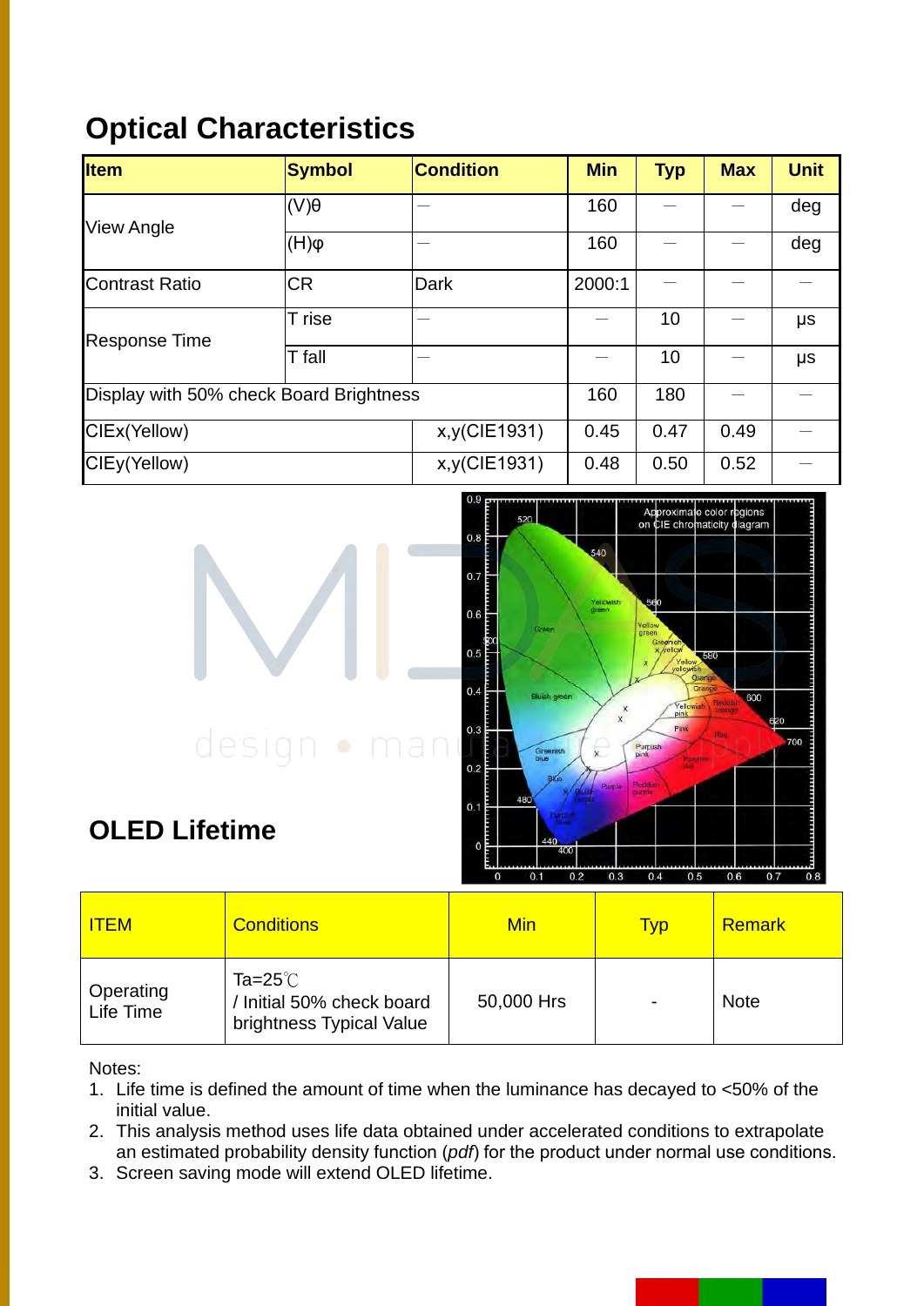## Optical Characteristics

| Item | Symbol | Condition | Min | Typ | Max | Unit |
|---|---|---|---|---|---|---|
| View Angle | (V)θ | — | 160 | — | — | deg |
| | (H)φ | — | 160 | — | — | deg |
| Contrast Ratio | CR | Dark | 2000:1 | — | — | — |
| Response Time | T rise | — | — | 10 | — | μs |
| | T fall | — | — | 10 | — | μs |
| Display with 50% check Board Brightness | | | 160 | 180 | — | — |
| CIEx(Yellow) | | x,y(CIE1931) | 0.45 | 0.47 | 0.49 | — |
| CIEy(Yellow) | | x,y(CIE1931) | 0.48 | 0.50 | 0.52 | — |

## OLED Lifetime

| ITEM | Conditions | Min | Typ | Remark |
|---|---|---|---|---|
| Operating Life Time | Ta=25℃ / Initial 50% check board brightness Typical Value | 50,000 Hrs | - | Note |

Notes:

1. Life time is defined the amount of time when the luminance has decayed to <50% of the initial value.
2. This analysis method uses life data obtained under accelerated conditions to extrapolate an estimated probability density function (*pdf*) for the product under normal use conditions.
3. Screen saving mode will extend OLED lifetime.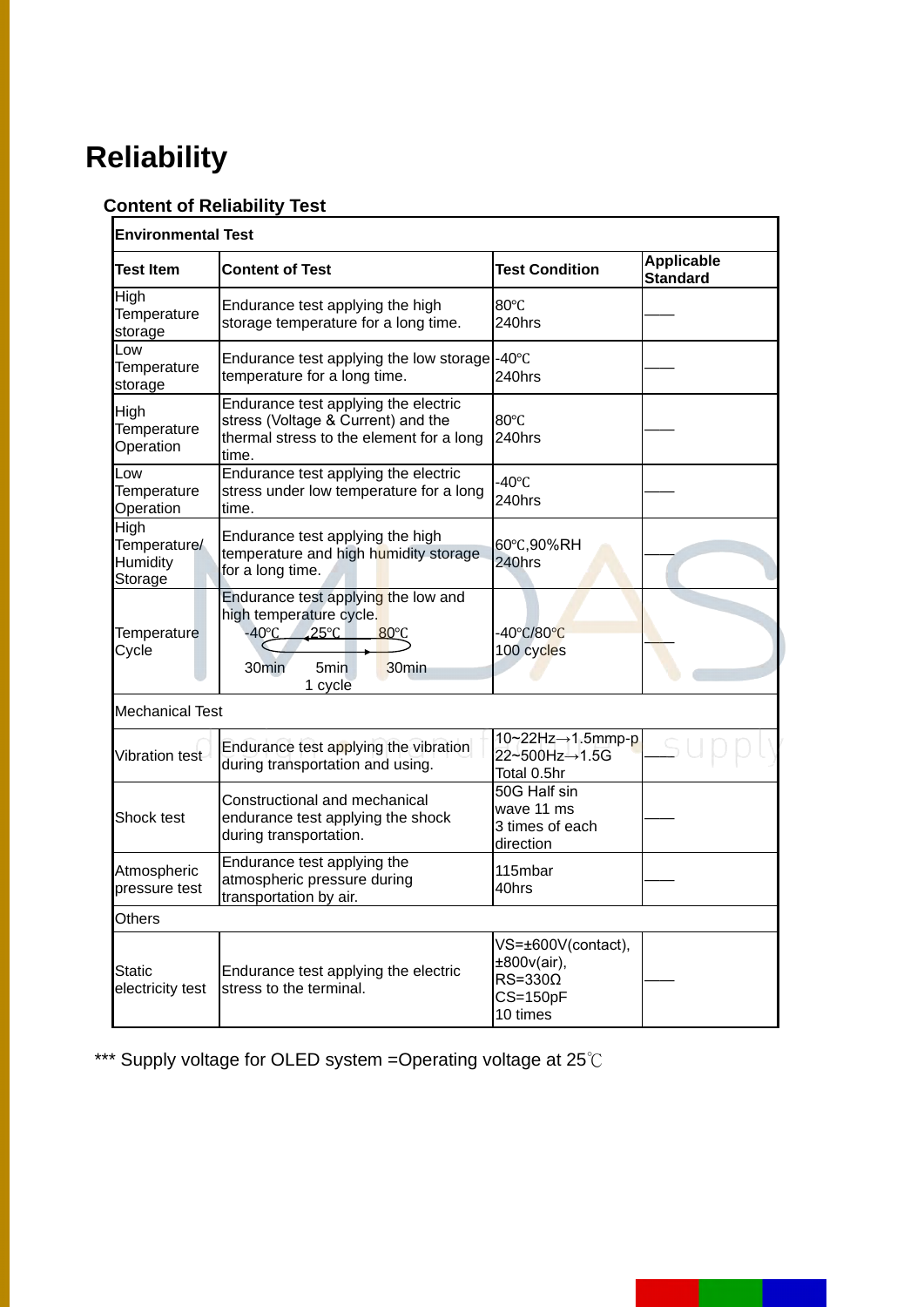# Reliability

### Content of Reliability Test

| Environmental Test | | | |
|---|---|---|---|
| **Test Item** | **Content of Test** | **Test Condition** | **Applicable Standard** |
| High Temperature storage | Endurance test applying the high storage temperature for a long time. | 80℃ 240hrs | —— |
| Low Temperature storage | Endurance test applying the low storage temperature for a long time. | -40℃ 240hrs | —— |
| High Temperature Operation | Endurance test applying the electric stress (Voltage & Current) and the thermal stress to the element for a long time. | 80℃ 240hrs | —— |
| Low Temperature Operation | Endurance test applying the electric stress under low temperature for a long time. | -40℃ 240hrs | —— |
| High Temperature/ Humidity Storage | Endurance test applying the high temperature and high humidity storage for a long time. | 60℃,90%RH 240hrs | —— |
| Temperature Cycle | Endurance test applying the low and high temperature cycle. -40℃ 25℃ 80℃ 30min 5min 30min 1 cycle | -40℃/80℃ 100 cycles | —— |
| Mechanical Test | | | |
| Vibration test | Endurance test applying the vibration during transportation and using. | 10~22Hz→1.5mmp-p 22~500Hz→1.5G Total 0.5hr | —— |
| Shock test | Constructional and mechanical endurance test applying the shock during transportation. | 50G Half sin wave 11 ms 3 times of each direction | —— |
| Atmospheric pressure test | Endurance test applying the atmospheric pressure during transportation by air. | 115mbar 40hrs | —— |
| Others | | | |
| Static electricity test | Endurance test applying the electric stress to the terminal. | VS=±600V(contact), ±800v(air), RS=330Ω CS=150pF 10 times | —— |

*** Supply voltage for OLED system =Operating voltage at 25℃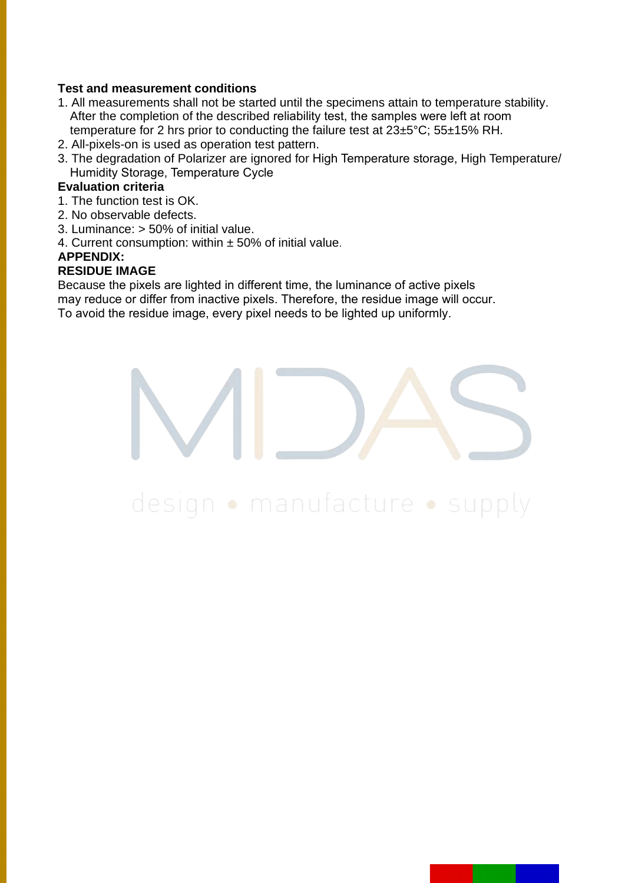**Test and measurement conditions**

1. All measurements shall not be started until the specimens attain to temperature stability. After the completion of the described reliability test, the samples were left at room temperature for 2 hrs prior to conducting the failure test at 23±5°C; 55±15% RH.
2. All-pixels-on is used as operation test pattern.
3. The degradation of Polarizer are ignored for High Temperature storage, High Temperature/ Humidity Storage, Temperature Cycle

**Evaluation criteria**

1. The function test is OK.
2. No observable defects.
3. Luminance: > 50% of initial value.
4. Current consumption: within ± 50% of initial value.

**APPENDIX:**

**RESIDUE IMAGE**

Because the pixels are lighted in different time, the luminance of active pixels may reduce or differ from inactive pixels. Therefore, the residue image will occur. To avoid the residue image, every pixel needs to be lighted up uniformly.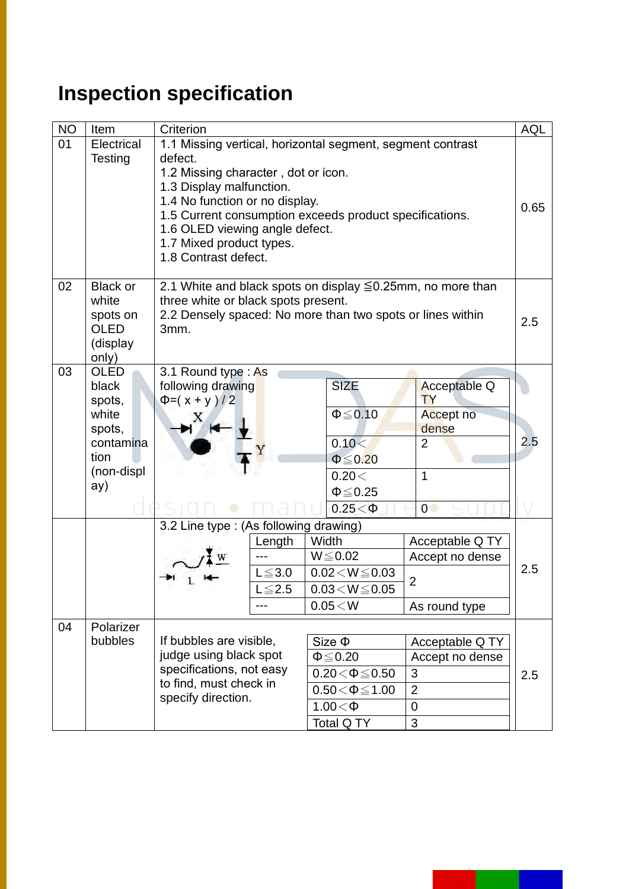# Inspection specification

| NO | Item | Criterion | AQL |
|---|---|---|---|
| 01 | Electrical Testing | 1.1 Missing vertical, horizontal segment, segment contrast defect.<br>1.2 Missing character , dot or icon.<br>1.3 Display malfunction.<br>1.4 No function or no display.<br>1.5 Current consumption exceeds product specifications.<br>1.6 OLED viewing angle defect.<br>1.7 Mixed product types.<br>1.8 Contrast defect. | 0.65 |
| 02 | Black or white spots on OLED (display only) | 2.1 White and black spots on display ≦0.25mm, no more than three white or black spots present.<br>2.2 Densely spaced: No more than two spots or lines within 3mm. | 2.5 |
| 03 | OLED black spots, white spots, contamination (non-display) | 3.1 Round type : As following drawing Φ=( x + y ) / 2 | 2.5 |
| | | 3.2 Line type : (As following drawing) | 2.5 |
| 04 | Polarizer bubbles | If bubbles are visible, judge using black spot specifications, not easy to find, must check in specify direction. | 2.5 |

3.1 Round type:

| SIZE | Acceptable Q TY |
|---|---|
| Φ≦0.10 | Accept no dense |
| 0.10＜Φ≦0.20 | 2 |
| 0.20＜Φ≦0.25 | 1 |
| 0.25＜Φ | 0 |

3.2 Line type:

| Length | Width | Acceptable Q TY |
|---|---|---|
| --- | W≦0.02 | Accept no dense |
| L≦3.0 | 0.02＜W≦0.03 | 2 |
| L≦2.5 | 0.03＜W≦0.05 | |
| --- | 0.05＜W | As round type |

04 Polarizer bubbles:

| Size Φ | Acceptable Q TY |
|---|---|
| Φ≦0.20 | Accept no dense |
| 0.20＜Φ≦0.50 | 3 |
| 0.50＜Φ≦1.00 | 2 |
| 1.00＜Φ | 0 |
| Total Q TY | 3 |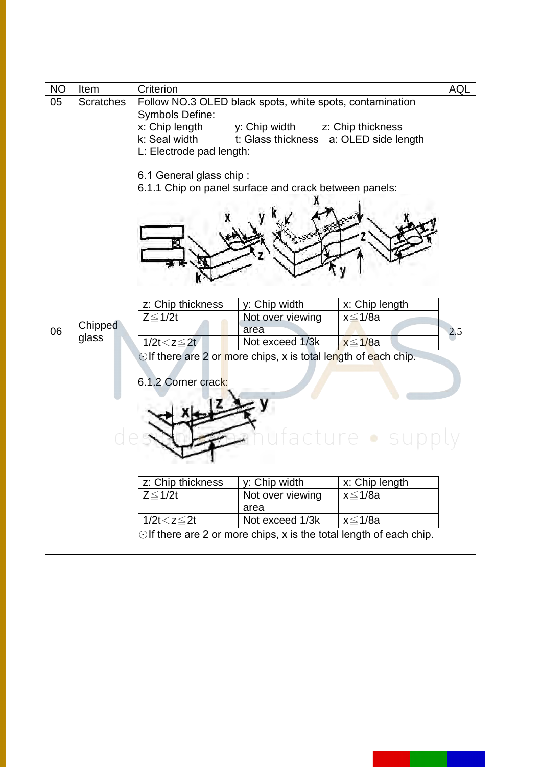| NO | Item | Criterion | AQL |
|---|---|---|---|
| 05 | Scratches | Follow NO.3 OLED black spots, white spots, contamination | |
| 06 | Chipped glass | Symbols Define:<br>x: Chip length y: Chip width z: Chip thickness<br>k: Seal width t: Glass thickness a: OLED side length<br>L: Electrode pad length:<br><br>6.1 General glass chip :<br>6.1.1 Chip on panel surface and crack between panels:<br><br>z: Chip thickness / y: Chip width / x: Chip length<br>Z≦1/2t / Not over viewing area / x≦1/8a<br>1/2t<z≦2t / Not exceed 1/3k / x≦1/8a<br>⊙If there are 2 or more chips, x is total length of each chip.<br><br>6.1.2 Corner crack:<br><br>z: Chip thickness / y: Chip width / x: Chip length<br>Z≦1/2t / Not over viewing area / x≦1/8a<br>1/2t<z≦2t / Not exceed 1/3k / x≦1/8a<br>⊙If there are 2 or more chips, x is the total length of each chip. | 2.5 |

6.1.1 Chip on panel surface and crack between panels:

| z: Chip thickness | y: Chip width | x: Chip length |
|---|---|---|
| Z≦1/2t | Not over viewing area | x≦1/8a |
| 1/2t<z≦2t | Not exceed 1/3k | x≦1/8a |

⊙If there are 2 or more chips, x is total length of each chip.

6.1.2 Corner crack:

| z: Chip thickness | y: Chip width | x: Chip length |
|---|---|---|
| Z≦1/2t | Not over viewing area | x≦1/8a |
| 1/2t<z≦2t | Not exceed 1/3k | x≦1/8a |

⊙If there are 2 or more chips, x is the total length of each chip.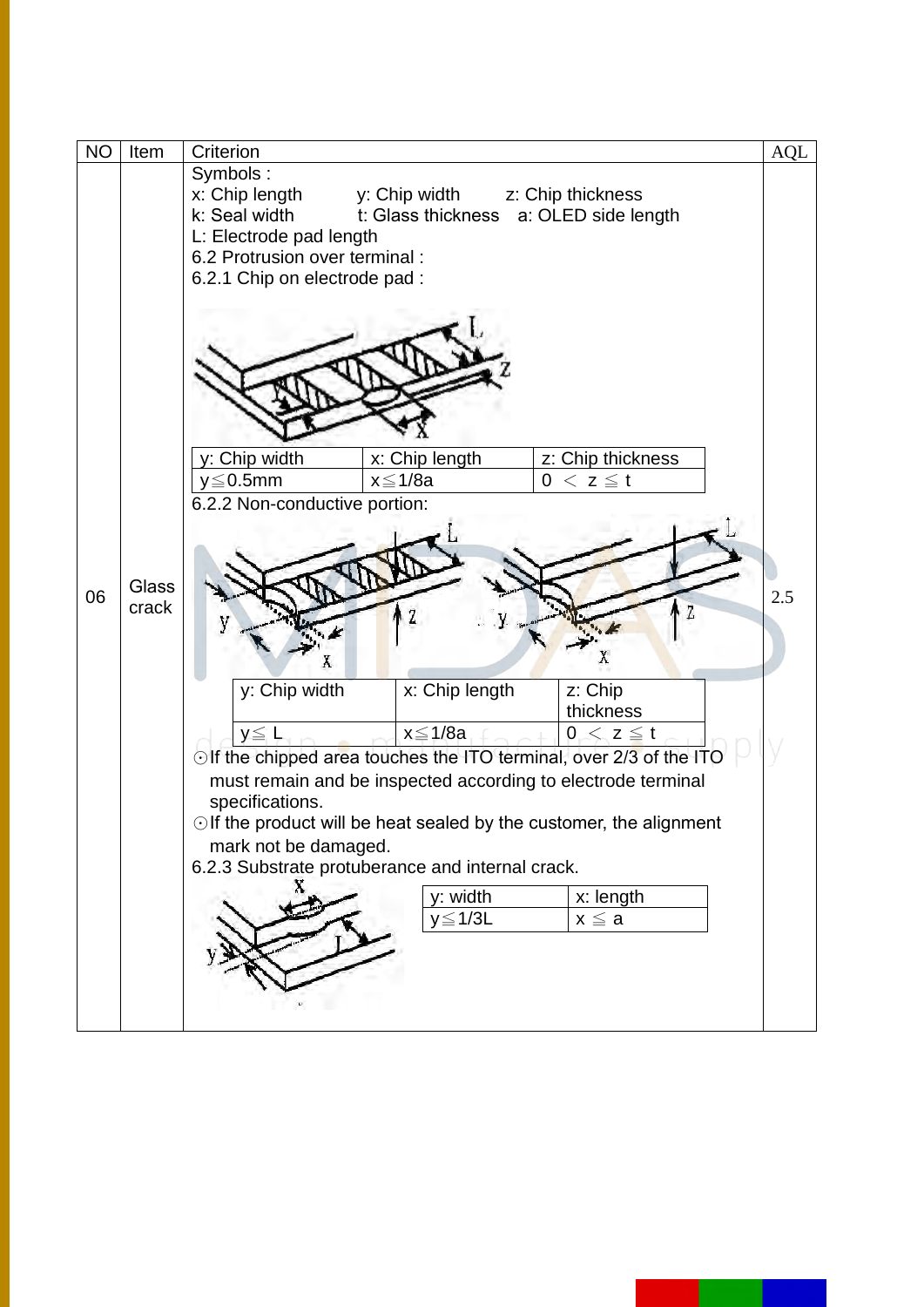| NO | Item | Criterion | AQL |
|---|---|---|---|
| 06 | Glass crack | Symbols :<br>x: Chip length y: Chip width z: Chip thickness<br>k: Seal width t: Glass thickness a: OLED side length<br>L: Electrode pad length<br>6.2 Protrusion over terminal :<br>6.2.1 Chip on electrode pad :<br><br>y: Chip width / x: Chip length / z: Chip thickness<br>y≦0.5mm / x≦1/8a / 0 ＜ z ≦ t<br><br>6.2.2 Non-conductive portion:<br><br>y: Chip width / x: Chip length / z: Chip thickness<br>y≦ L / x≦1/8a / 0 ＜ z ≦ t<br><br>⊙If the chipped area touches the ITO terminal, over 2/3 of the ITO must remain and be inspected according to electrode terminal specifications.<br>⊙If the product will be heat sealed by the customer, the alignment mark not be damaged.<br>6.2.3 Substrate protuberance and internal crack.<br><br>y: width / x: length<br>y≦1/3L / x ≦ a | 2.5 |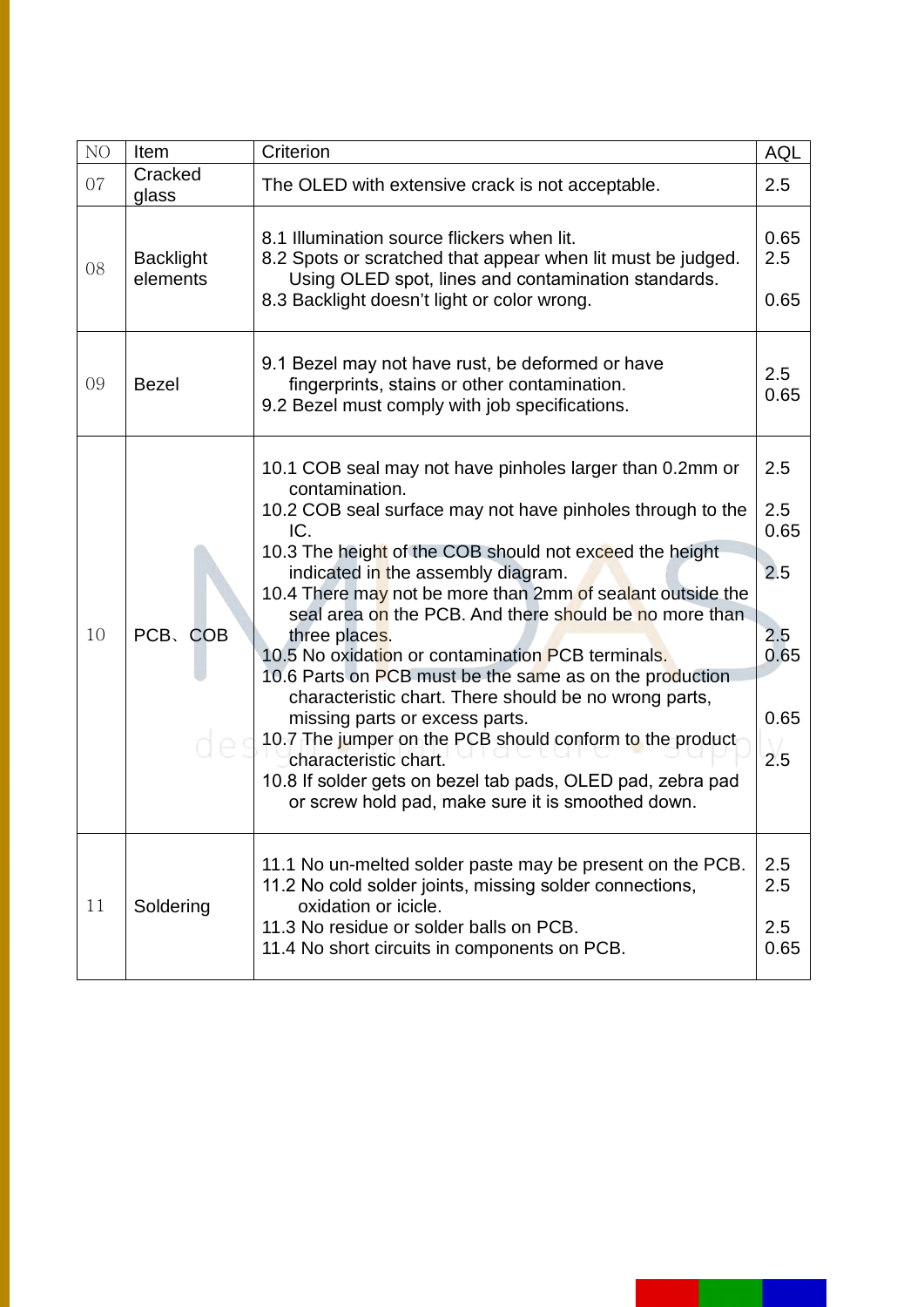| NO | Item | Criterion | AQL |
|---|---|---|---|
| 07 | Cracked glass | The OLED with extensive crack is not acceptable. | 2.5 |
| 08 | Backlight elements | 8.1 Illumination source flickers when lit.<br>8.2 Spots or scratched that appear when lit must be judged. Using OLED spot, lines and contamination standards.<br>8.3 Backlight doesn't light or color wrong. | 0.65<br>2.5<br><br>0.65 |
| 09 | Bezel | 9.1 Bezel may not have rust, be deformed or have fingerprints, stains or other contamination.<br>9.2 Bezel must comply with job specifications. | 2.5<br>0.65 |
| 10 | PCB、COB | 10.1 COB seal may not have pinholes larger than 0.2mm or contamination.<br>10.2 COB seal surface may not have pinholes through to the IC.<br>10.3 The height of the COB should not exceed the height indicated in the assembly diagram.<br>10.4 There may not be more than 2mm of sealant outside the seal area on the PCB. And there should be no more than three places.<br>10.5 No oxidation or contamination PCB terminals.<br>10.6 Parts on PCB must be the same as on the production characteristic chart. There should be no wrong parts, missing parts or excess parts.<br>10.7 The jumper on the PCB should conform to the product characteristic chart.<br>10.8 If solder gets on bezel tab pads, OLED pad, zebra pad or screw hold pad, make sure it is smoothed down. | 2.5<br><br>2.5<br>0.65<br><br>2.5<br><br>2.5<br>0.65<br><br>0.65<br><br>2.5 |
| 11 | Soldering | 11.1 No un-melted solder paste may be present on the PCB.<br>11.2 No cold solder joints, missing solder connections, oxidation or icicle.<br>11.3 No residue or solder balls on PCB.<br>11.4 No short circuits in components on PCB. | 2.5<br>2.5<br><br>2.5<br>0.65 |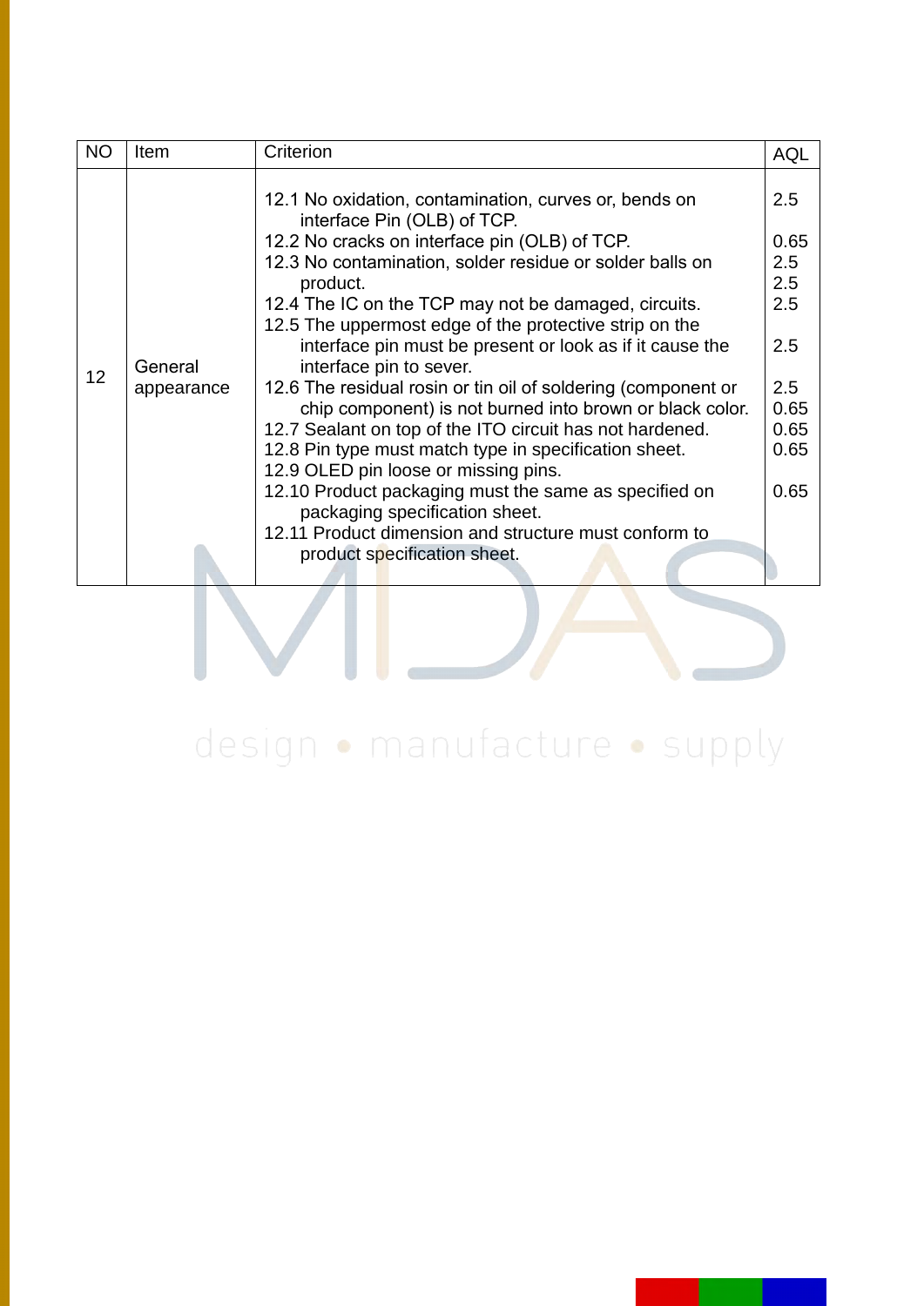| NO | Item | Criterion | AQL |
|---|---|---|---|
| 12 | General appearance | 12.1 No oxidation, contamination, curves or, bends on interface Pin (OLB) of TCP.<br>12.2 No cracks on interface pin (OLB) of TCP.<br>12.3 No contamination, solder residue or solder balls on product.<br>12.4 The IC on the TCP may not be damaged, circuits.<br>12.5 The uppermost edge of the protective strip on the interface pin must be present or look as if it cause the interface pin to sever.<br>12.6 The residual rosin or tin oil of soldering (component or chip component) is not burned into brown or black color.<br>12.7 Sealant on top of the ITO circuit has not hardened.<br>12.8 Pin type must match type in specification sheet.<br>12.9 OLED pin loose or missing pins.<br>12.10 Product packaging must the same as specified on packaging specification sheet.<br>12.11 Product dimension and structure must conform to product specification sheet. | 2.5<br>0.65<br>2.5<br>2.5<br>2.5<br>2.5<br>2.5<br>0.65<br>0.65<br>0.65<br>0.65 |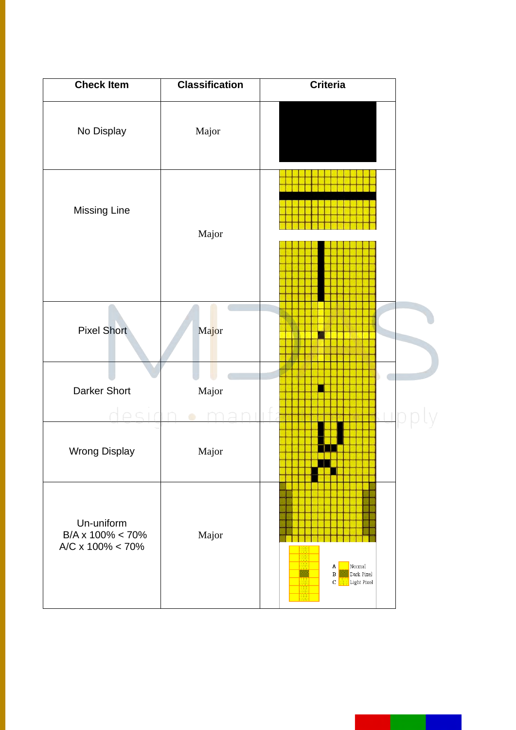| Check Item | Classification | Criteria |
|---|---|---|
| No Display | Major | |
| Missing Line | Major | |
| Pixel Short | Major | |
| Darker Short | Major | |
| Wrong Display | Major | |
| Un-uniform<br>B/A x 100% < 70%<br>A/C x 100% < 70% | Major | A Normal<br>B Dark Pixel<br>C Light Pixel |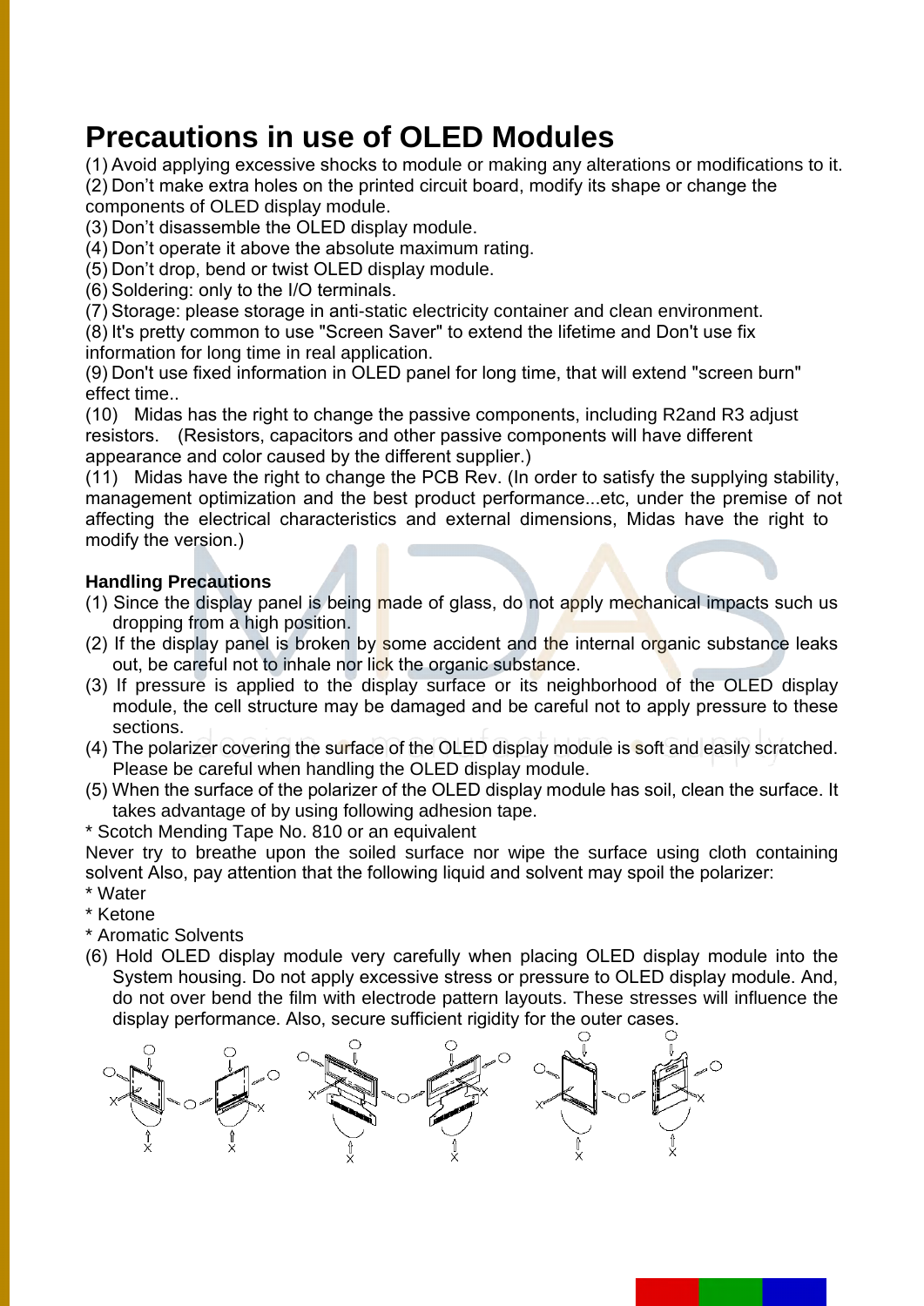# Precautions in use of OLED Modules

(1) Avoid applying excessive shocks to module or making any alterations or modifications to it.
(2) Don't make extra holes on the printed circuit board, modify its shape or change the components of OLED display module.
(3) Don't disassemble the OLED display module.
(4) Don't operate it above the absolute maximum rating.
(5) Don't drop, bend or twist OLED display module.
(6) Soldering: only to the I/O terminals.
(7) Storage: please storage in anti-static electricity container and clean environment.
(8) It's pretty common to use "Screen Saver" to extend the lifetime and Don't use fix information for long time in real application.
(9) Don't use fixed information in OLED panel for long time, that will extend "screen burn" effect time..
(10) Midas has the right to change the passive components, including R2and R3 adjust resistors. (Resistors, capacitors and other passive components will have different appearance and color caused by the different supplier.)
(11) Midas have the right to change the PCB Rev. (In order to satisfy the supplying stability, management optimization and the best product performance...etc, under the premise of not affecting the electrical characteristics and external dimensions, Midas have the right to modify the version.)

**Handling Precautions**

(1) Since the display panel is being made of glass, do not apply mechanical impacts such us dropping from a high position.
(2) If the display panel is broken by some accident and the internal organic substance leaks out, be careful not to inhale nor lick the organic substance.
(3) If pressure is applied to the display surface or its neighborhood of the OLED display module, the cell structure may be damaged and be careful not to apply pressure to these sections.
(4) The polarizer covering the surface of the OLED display module is soft and easily scratched. Please be careful when handling the OLED display module.
(5) When the surface of the polarizer of the OLED display module has soil, clean the surface. It takes advantage of by using following adhesion tape.

* Scotch Mending Tape No. 810 or an equivalent

Never try to breathe upon the soiled surface nor wipe the surface using cloth containing solvent Also, pay attention that the following liquid and solvent may spoil the polarizer:

* Water
* Ketone
* Aromatic Solvents

(6) Hold OLED display module very carefully when placing OLED display module into the System housing. Do not apply excessive stress or pressure to OLED display module. And, do not over bend the film with electrode pattern layouts. These stresses will influence the display performance. Also, secure sufficient rigidity for the outer cases.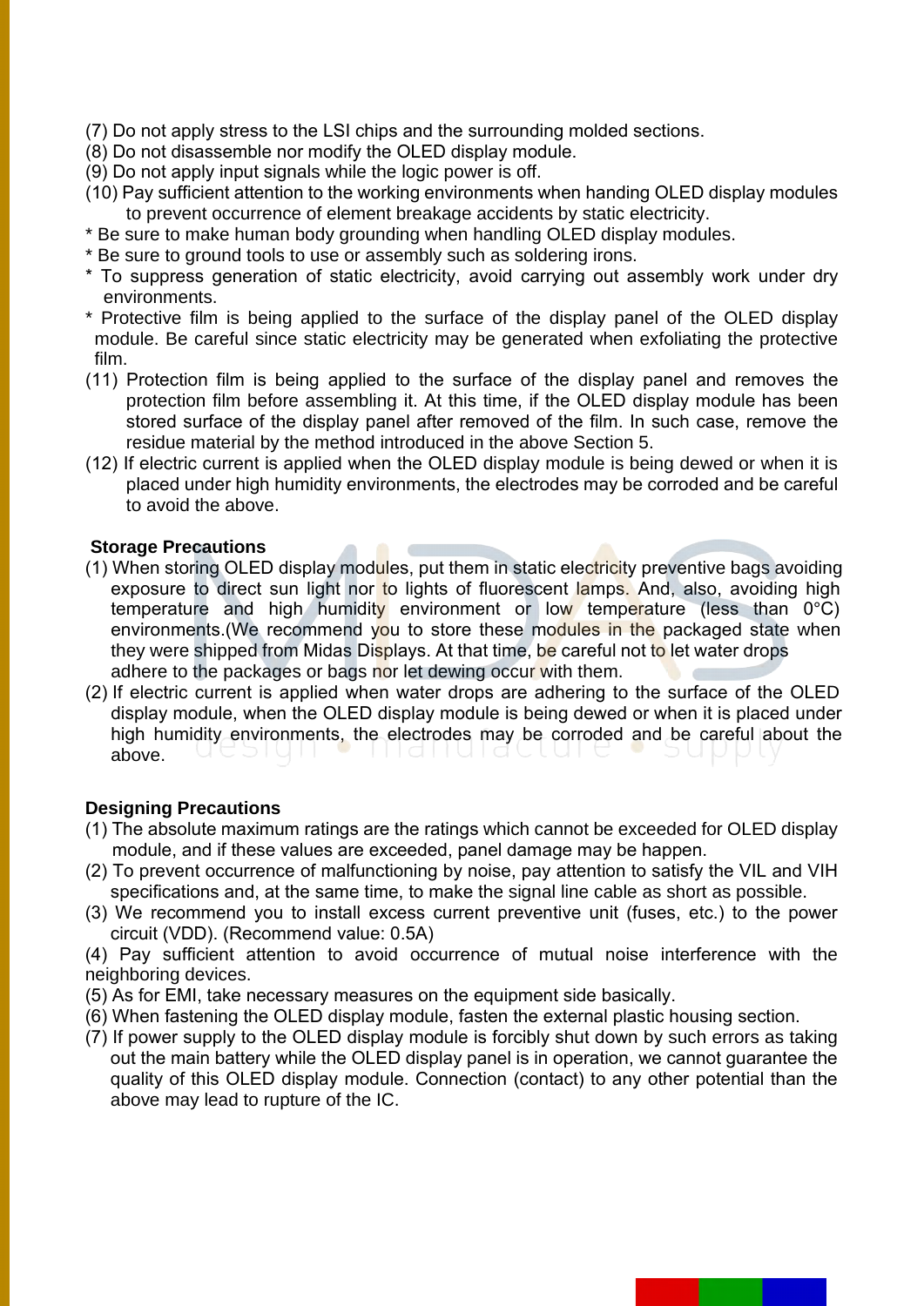(7) Do not apply stress to the LSI chips and the surrounding molded sections.
(8) Do not disassemble nor modify the OLED display module.
(9) Do not apply input signals while the logic power is off.
(10) Pay sufficient attention to the working environments when handing OLED display modules to prevent occurrence of element breakage accidents by static electricity.

* Be sure to make human body grounding when handling OLED display modules.
* Be sure to ground tools to use or assembly such as soldering irons.
* To suppress generation of static electricity, avoid carrying out assembly work under dry environments.
* Protective film is being applied to the surface of the display panel of the OLED display module. Be careful since static electricity may be generated when exfoliating the protective film.

(11) Protection film is being applied to the surface of the display panel and removes the protection film before assembling it. At this time, if the OLED display module has been stored surface of the display panel after removed of the film. In such case, remove the residue material by the method introduced in the above Section 5.
(12) If electric current is applied when the OLED display module is being dewed or when it is placed under high humidity environments, the electrodes may be corroded and be careful to avoid the above.

**Storage Precautions**

(1) When storing OLED display modules, put them in static electricity preventive bags avoiding exposure to direct sun light nor to lights of fluorescent lamps. And, also, avoiding high temperature and high humidity environment or low temperature (less than 0°C) environments.(We recommend you to store these modules in the packaged state when they were shipped from Midas Displays. At that time, be careful not to let water drops adhere to the packages or bags nor let dewing occur with them.
(2) If electric current is applied when water drops are adhering to the surface of the OLED display module, when the OLED display module is being dewed or when it is placed under high humidity environments, the electrodes may be corroded and be careful about the above.

**Designing Precautions**

(1) The absolute maximum ratings are the ratings which cannot be exceeded for OLED display module, and if these values are exceeded, panel damage may be happen.
(2) To prevent occurrence of malfunctioning by noise, pay attention to satisfy the VIL and VIH specifications and, at the same time, to make the signal line cable as short as possible.
(3) We recommend you to install excess current preventive unit (fuses, etc.) to the power circuit (VDD). (Recommend value: 0.5A)
(4) Pay sufficient attention to avoid occurrence of mutual noise interference with the neighboring devices.
(5) As for EMI, take necessary measures on the equipment side basically.
(6) When fastening the OLED display module, fasten the external plastic housing section.
(7) If power supply to the OLED display module is forcibly shut down by such errors as taking out the main battery while the OLED display panel is in operation, we cannot guarantee the quality of this OLED display module. Connection (contact) to any other potential than the above may lead to rupture of the IC.